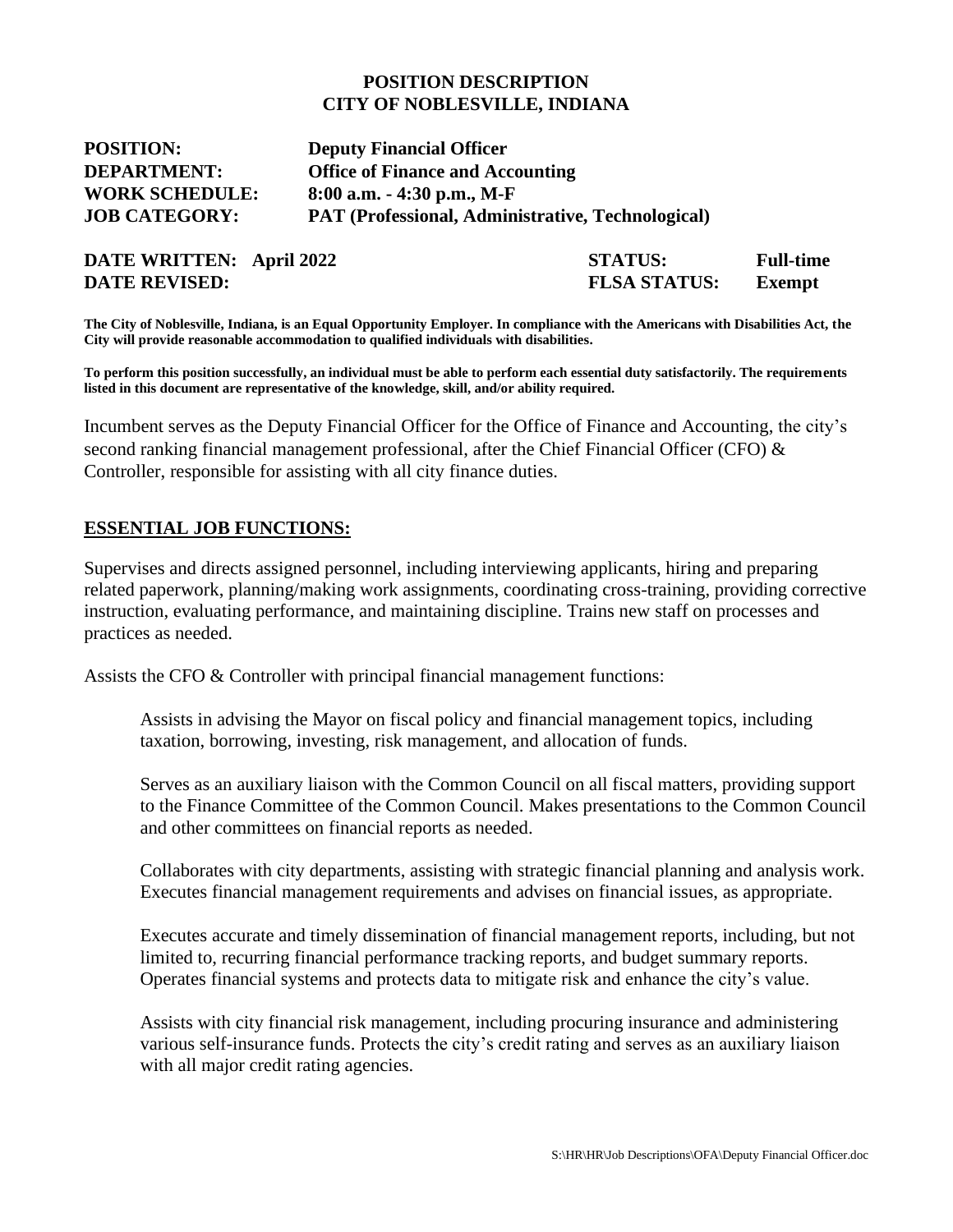# POSITION DESCRIPTION
# CITY OF NOBLESVILLE, INDIANA

**POSITION:** **Deputy Financial Officer**
**DEPARTMENT:** **Office of Finance and Accounting**
**WORK SCHEDULE:** **8:00 a.m. - 4:30 p.m., M-F**
**JOB CATEGORY:** **PAT (Professional, Administrative, Technological)**

**DATE WRITTEN: April 2022** **STATUS: Full-time**
**DATE REVISED:** **FLSA STATUS: Exempt**

**The City of Noblesville, Indiana, is an Equal Opportunity Employer. In compliance with the Americans with Disabilities Act, the City will provide reasonable accommodation to qualified individuals with disabilities.**

**To perform this position successfully, an individual must be able to perform each essential duty satisfactorily. The requirements listed in this document are representative of the knowledge, skill, and/or ability required.**

Incumbent serves as the Deputy Financial Officer for the Office of Finance and Accounting, the city's second ranking financial management professional, after the Chief Financial Officer (CFO) & Controller, responsible for assisting with all city finance duties.

## ESSENTIAL JOB FUNCTIONS:

Supervises and directs assigned personnel, including interviewing applicants, hiring and preparing related paperwork, planning/making work assignments, coordinating cross-training, providing corrective instruction, evaluating performance, and maintaining discipline. Trains new staff on processes and practices as needed.

Assists the CFO & Controller with principal financial management functions:

> Assists in advising the Mayor on fiscal policy and financial management topics, including taxation, borrowing, investing, risk management, and allocation of funds.
>
> Serves as an auxiliary liaison with the Common Council on all fiscal matters, providing support to the Finance Committee of the Common Council. Makes presentations to the Common Council and other committees on financial reports as needed.
>
> Collaborates with city departments, assisting with strategic financial planning and analysis work. Executes financial management requirements and advises on financial issues, as appropriate.
>
> Executes accurate and timely dissemination of financial management reports, including, but not limited to, recurring financial performance tracking reports, and budget summary reports. Operates financial systems and protects data to mitigate risk and enhance the city's value.
>
> Assists with city financial risk management, including procuring insurance and administering various self-insurance funds. Protects the city's credit rating and serves as an auxiliary liaison with all major credit rating agencies.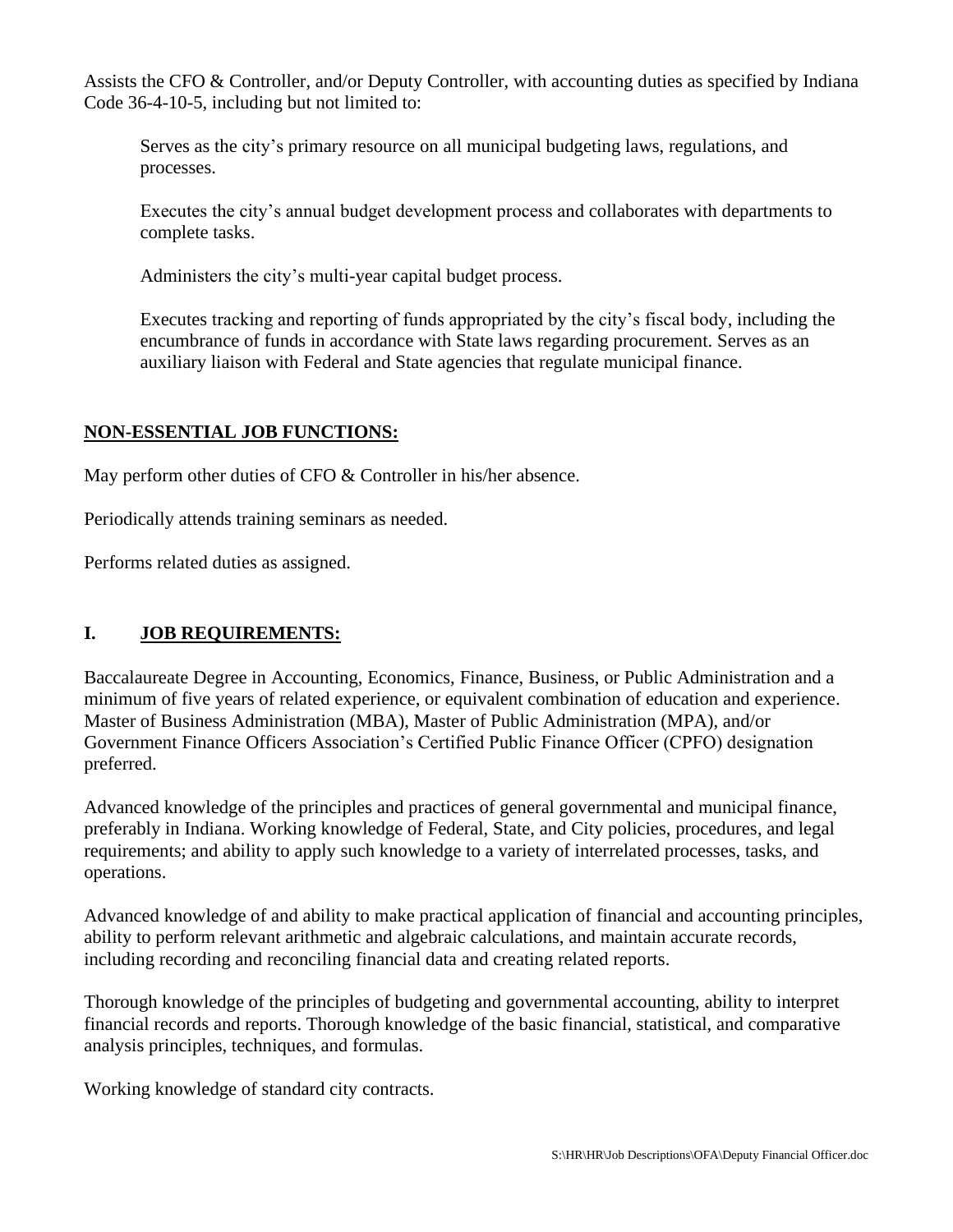Assists the CFO & Controller, and/or Deputy Controller, with accounting duties as specified by Indiana Code 36-4-10-5, including but not limited to:

> Serves as the city's primary resource on all municipal budgeting laws, regulations, and processes.
>
> Executes the city's annual budget development process and collaborates with departments to complete tasks.
>
> Administers the city's multi-year capital budget process.
>
> Executes tracking and reporting of funds appropriated by the city's fiscal body, including the encumbrance of funds in accordance with State laws regarding procurement. Serves as an auxiliary liaison with Federal and State agencies that regulate municipal finance.

## NON-ESSENTIAL JOB FUNCTIONS:

May perform other duties of CFO & Controller in his/her absence.

Periodically attends training seminars as needed.

Performs related duties as assigned.

## I. JOB REQUIREMENTS:

Baccalaureate Degree in Accounting, Economics, Finance, Business, or Public Administration and a minimum of five years of related experience, or equivalent combination of education and experience. Master of Business Administration (MBA), Master of Public Administration (MPA), and/or Government Finance Officers Association's Certified Public Finance Officer (CPFO) designation preferred.

Advanced knowledge of the principles and practices of general governmental and municipal finance, preferably in Indiana. Working knowledge of Federal, State, and City policies, procedures, and legal requirements; and ability to apply such knowledge to a variety of interrelated processes, tasks, and operations.

Advanced knowledge of and ability to make practical application of financial and accounting principles, ability to perform relevant arithmetic and algebraic calculations, and maintain accurate records, including recording and reconciling financial data and creating related reports.

Thorough knowledge of the principles of budgeting and governmental accounting, ability to interpret financial records and reports. Thorough knowledge of the basic financial, statistical, and comparative analysis principles, techniques, and formulas.

Working knowledge of standard city contracts.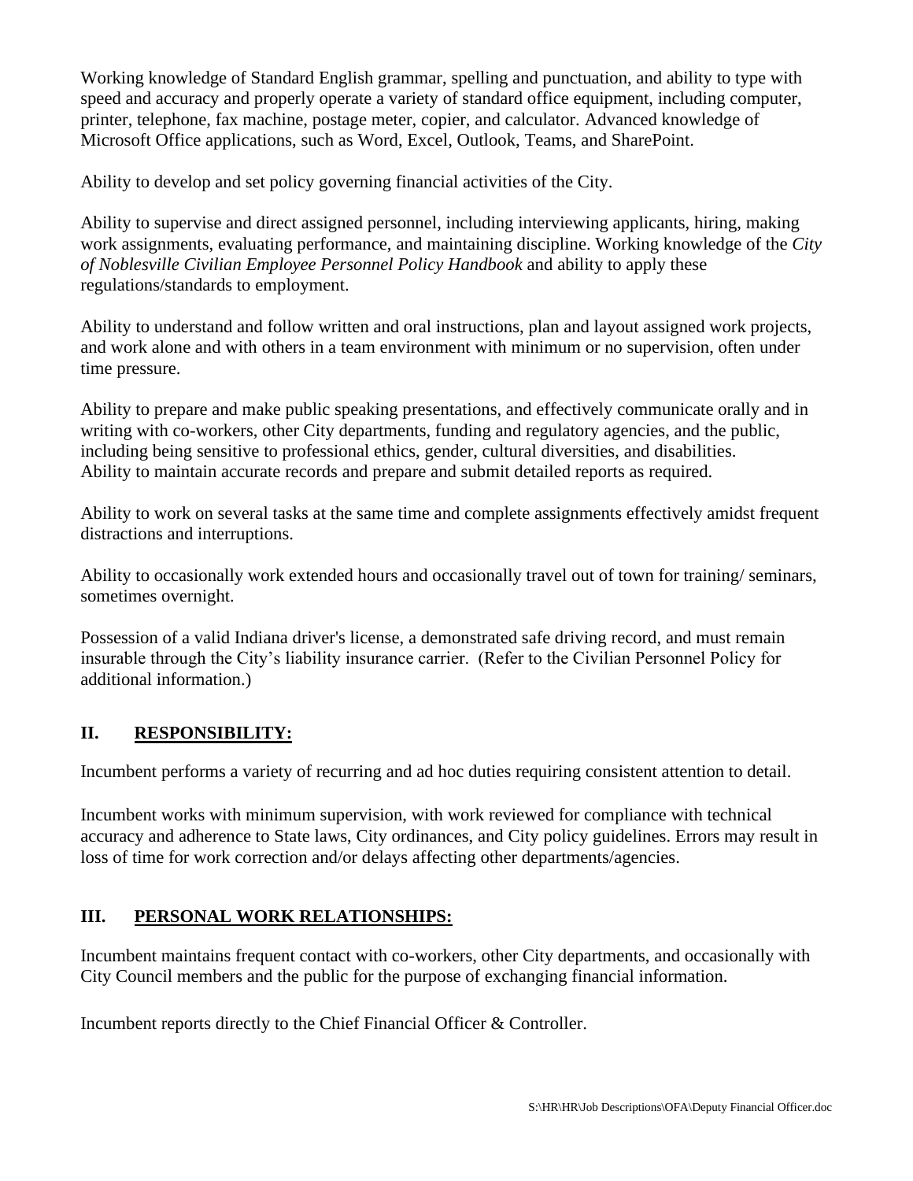Working knowledge of Standard English grammar, spelling and punctuation, and ability to type with speed and accuracy and properly operate a variety of standard office equipment, including computer, printer, telephone, fax machine, postage meter, copier, and calculator. Advanced knowledge of Microsoft Office applications, such as Word, Excel, Outlook, Teams, and SharePoint.

Ability to develop and set policy governing financial activities of the City.

Ability to supervise and direct assigned personnel, including interviewing applicants, hiring, making work assignments, evaluating performance, and maintaining discipline. Working knowledge of the *City of Noblesville Civilian Employee Personnel Policy Handbook* and ability to apply these regulations/standards to employment.

Ability to understand and follow written and oral instructions, plan and layout assigned work projects, and work alone and with others in a team environment with minimum or no supervision, often under time pressure.

Ability to prepare and make public speaking presentations, and effectively communicate orally and in writing with co-workers, other City departments, funding and regulatory agencies, and the public, including being sensitive to professional ethics, gender, cultural diversities, and disabilities.
Ability to maintain accurate records and prepare and submit detailed reports as required.

Ability to work on several tasks at the same time and complete assignments effectively amidst frequent distractions and interruptions.

Ability to occasionally work extended hours and occasionally travel out of town for training/ seminars, sometimes overnight.

Possession of a valid Indiana driver's license, a demonstrated safe driving record, and must remain insurable through the City's liability insurance carrier. (Refer to the Civilian Personnel Policy for additional information.)

## II. RESPONSIBILITY:

Incumbent performs a variety of recurring and ad hoc duties requiring consistent attention to detail.

Incumbent works with minimum supervision, with work reviewed for compliance with technical accuracy and adherence to State laws, City ordinances, and City policy guidelines. Errors may result in loss of time for work correction and/or delays affecting other departments/agencies.

## III. PERSONAL WORK RELATIONSHIPS:

Incumbent maintains frequent contact with co-workers, other City departments, and occasionally with City Council members and the public for the purpose of exchanging financial information.

Incumbent reports directly to the Chief Financial Officer & Controller.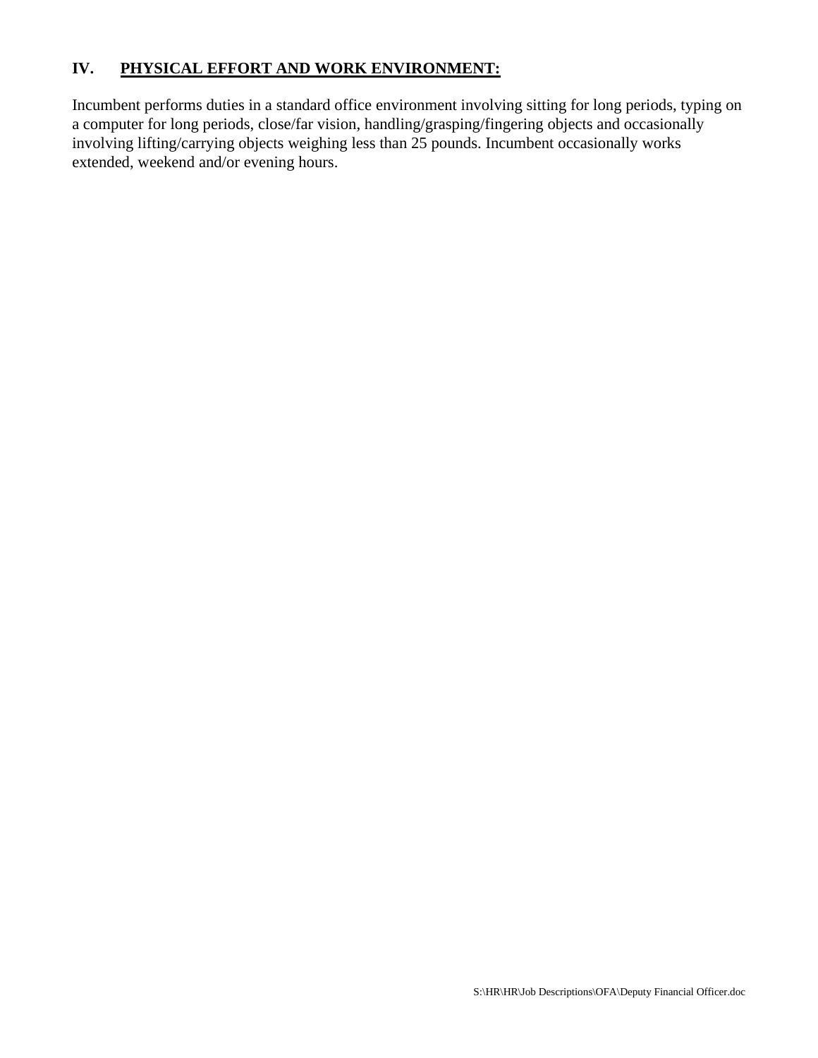## IV. PHYSICAL EFFORT AND WORK ENVIRONMENT:

Incumbent performs duties in a standard office environment involving sitting for long periods, typing on a computer for long periods, close/far vision, handling/grasping/fingering objects and occasionally involving lifting/carrying objects weighing less than 25 pounds. Incumbent occasionally works extended, weekend and/or evening hours.